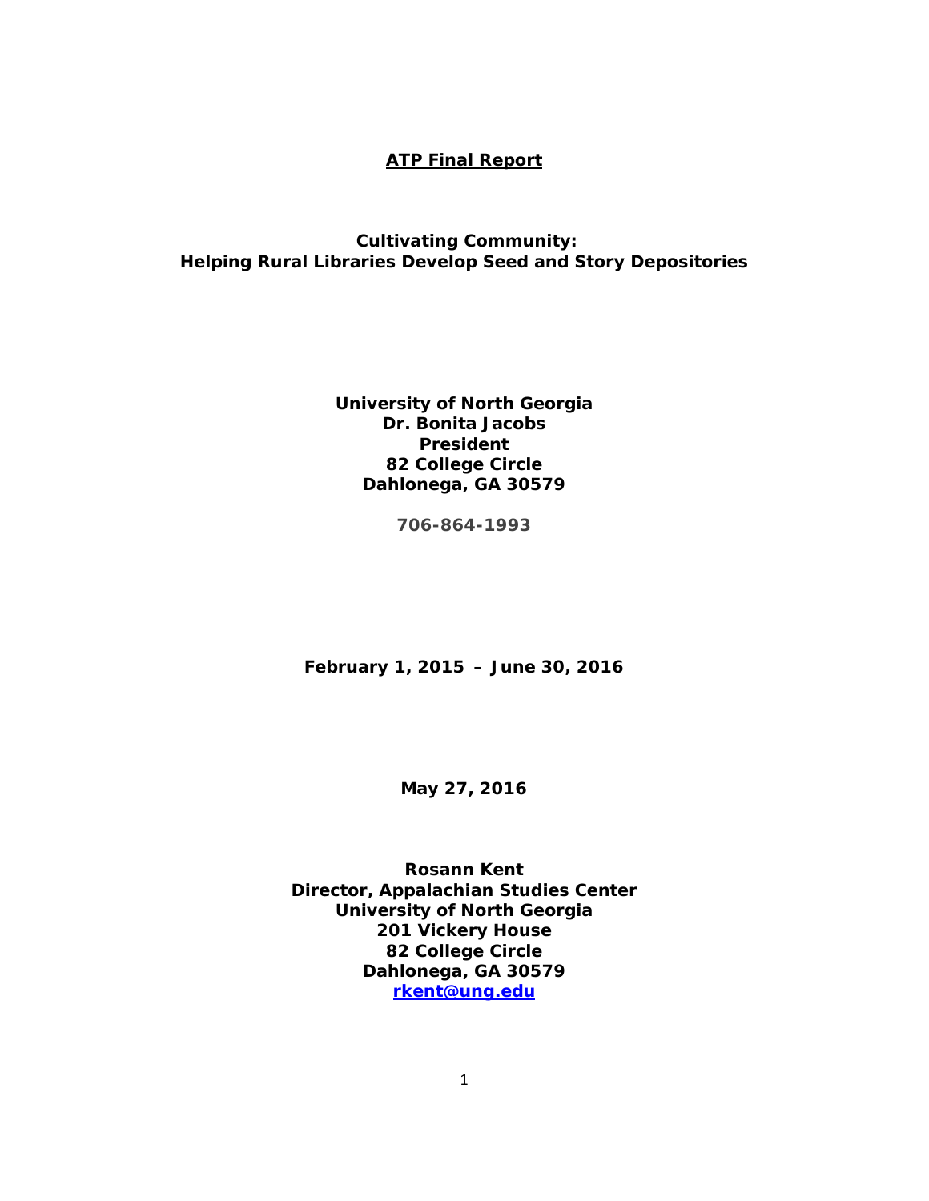# ATP Final Report

## Cultivating Community:
## Helping Rural Libraries Develop Seed and Story Depositories

**University of North Georgia**
**Dr. Bonita Jacobs**
**President**
**82 College Circle**
**Dahlonega, GA 30579**

**706-864-1993**

**February 1, 2015 – June 30, 2016**

**May 27, 2016**

**Rosann Kent**
**Director, Appalachian Studies Center**
**University of North Georgia**
**201 Vickery House**
**82 College Circle**
**Dahlonega, GA 30579**
**rkent@ung.edu**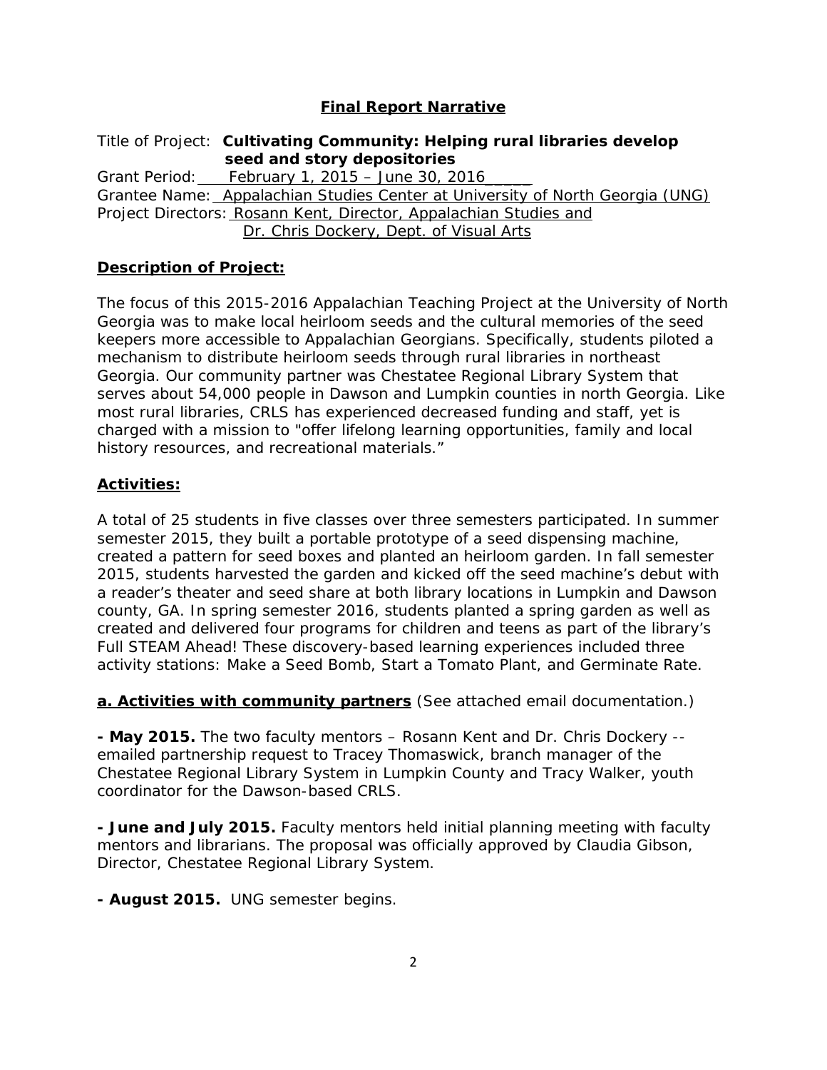## Final Report Narrative

Title of Project: **Cultivating Community: Helping rural libraries develop seed and story depositories**
Grant Period: February 1, 2015 – June 30, 2016_____
Grantee Name: Appalachian Studies Center at University of North Georgia (UNG)
Project Directors: Rosann Kent, Director, Appalachian Studies and
Dr. Chris Dockery, Dept. of Visual Arts

### Description of Project:

The focus of this 2015-2016 Appalachian Teaching Project at the University of North Georgia was to make local heirloom seeds and the cultural memories of the seed keepers more accessible to Appalachian Georgians. Specifically, students piloted a mechanism to distribute heirloom seeds through rural libraries in northeast Georgia. Our community partner was Chestatee Regional Library System that serves about 54,000 people in Dawson and Lumpkin counties in north Georgia. Like most rural libraries, CRLS has experienced decreased funding and staff, yet is charged with a mission to "offer lifelong learning opportunities, family and local history resources, and recreational materials."

### Activities:

A total of 25 students in five classes over three semesters participated. In summer semester 2015, they built a portable prototype of a seed dispensing machine, created a pattern for seed boxes and planted an heirloom garden. In fall semester 2015, students harvested the garden and kicked off the seed machine's debut with a reader's theater and seed share at both library locations in Lumpkin and Dawson county, GA. In spring semester 2016, students planted a spring garden as well as created and delivered four programs for children and teens as part of the library's Full STEAM Ahead! These discovery-based learning experiences included three activity stations: Make a Seed Bomb, Start a Tomato Plant, and Germinate Rate.

**a. Activities with community partners** (See attached email documentation.)

**- May 2015.** The two faculty mentors – Rosann Kent and Dr. Chris Dockery -- emailed partnership request to Tracey Thomaswick, branch manager of the Chestatee Regional Library System in Lumpkin County and Tracy Walker, youth coordinator for the Dawson-based CRLS.

**- June and July 2015.** Faculty mentors held initial planning meeting with faculty mentors and librarians. The proposal was officially approved by Claudia Gibson, Director, Chestatee Regional Library System.

**- August 2015.** UNG semester begins.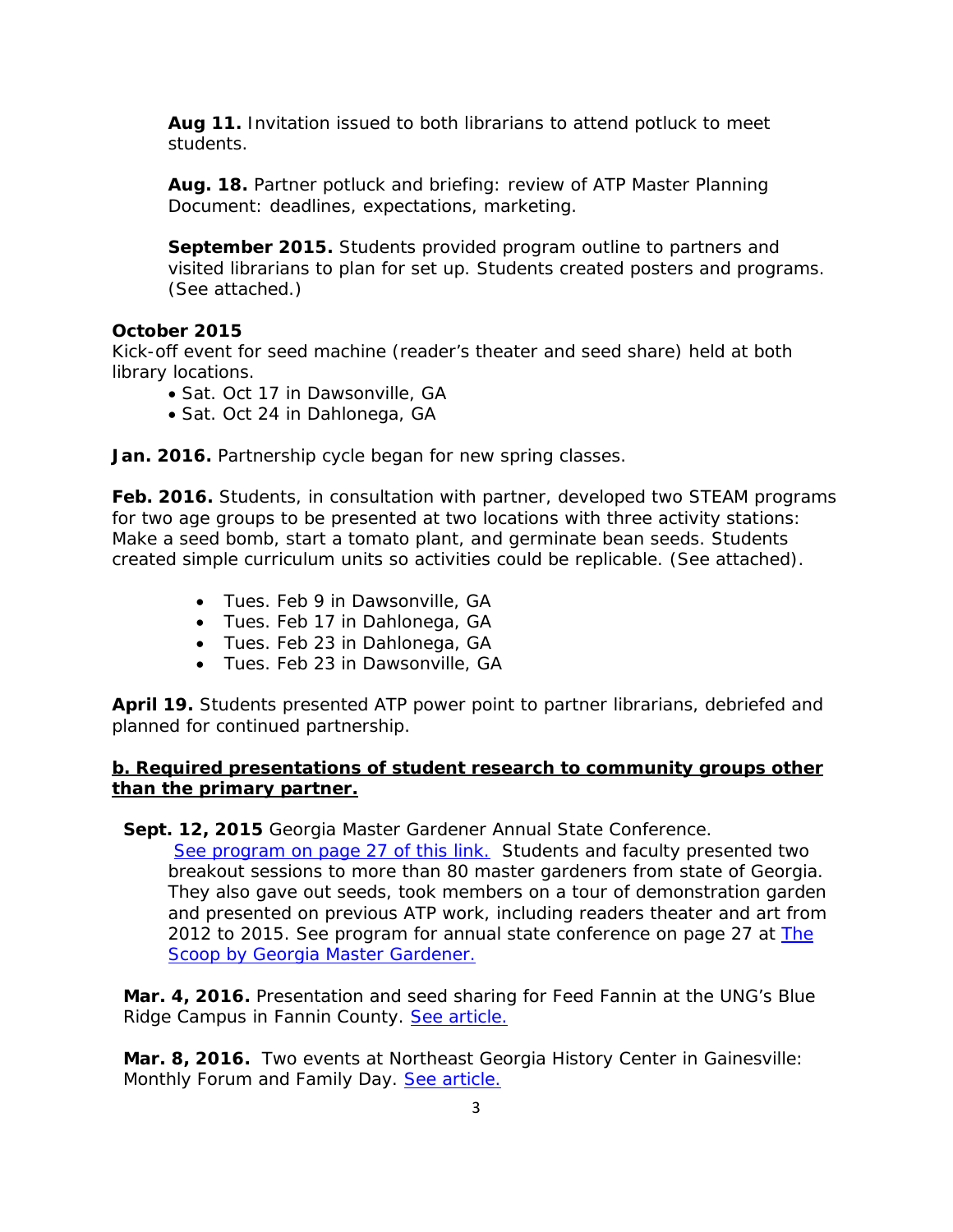**Aug 11.** Invitation issued to both librarians to attend potluck to meet students.

**Aug. 18.** Partner potluck and briefing: review of ATP Master Planning Document: deadlines, expectations, marketing.

**September 2015.** Students provided program outline to partners and visited librarians to plan for set up. Students created posters and programs. (See attached.)

**October 2015**
Kick-off event for seed machine (reader's theater and seed share) held at both library locations.

- Sat. Oct 17 in Dawsonville, GA
- Sat. Oct 24 in Dahlonega, GA

**Jan. 2016.** Partnership cycle began for new spring classes.

**Feb. 2016.** Students, in consultation with partner, developed two STEAM programs for two age groups to be presented at two locations with three activity stations: Make a seed bomb, start a tomato plant, and germinate bean seeds. Students created simple curriculum units so activities could be replicable. (See attached).

- Tues. Feb 9 in Dawsonville, GA
- Tues. Feb 17 in Dahlonega, GA
- Tues. Feb 23 in Dahlonega, GA
- Tues. Feb 23 in Dawsonville, GA

**April 19.** Students presented ATP power point to partner librarians, debriefed and planned for continued partnership.

**b. Required presentations of student research to community groups other than the primary partner.**

**Sept. 12, 2015** Georgia Master Gardener Annual State Conference.
See program on page 27 of this link. Students and faculty presented two breakout sessions to more than 80 master gardeners from state of Georgia. They also gave out seeds, took members on a tour of demonstration garden and presented on previous ATP work, including readers theater and art from 2012 to 2015. See program for annual state conference on page 27 at The Scoop by Georgia Master Gardener.

**Mar. 4, 2016.** Presentation and seed sharing for Feed Fannin at the UNG's Blue Ridge Campus in Fannin County. See article.

**Mar. 8, 2016.** Two events at Northeast Georgia History Center in Gainesville: Monthly Forum and Family Day. See article.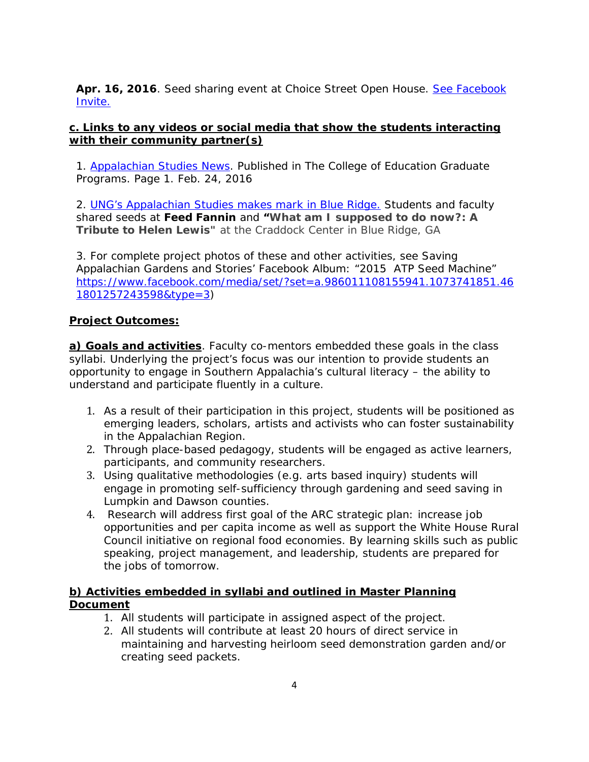**Apr. 16, 2016**. Seed sharing event at Choice Street Open House. [See Facebook Invite.]

**c. Links to any videos or social media that show the students interacting with their community partner(s)**

1. [Appalachian Studies News]. Published in The College of Education Graduate Programs. Page 1. Feb. 24, 2016

2. [UNG's Appalachian Studies makes mark in Blue Ridge.] Students and faculty shared seeds at **Feed Fannin** and **"What am I supposed to do now?: A Tribute to Helen Lewis"** at the Craddock Center in Blue Ridge, GA

3. For complete project photos of these and other activities, see Saving Appalachian Gardens and Stories' Facebook Album: "2015 ATP Seed Machine" https://www.facebook.com/media/set/?set=a.986011108155941.1073741851.461801257243598&type=3)

**Project Outcomes:**

**a) Goals and activities**. Faculty co-mentors embedded these goals in the class syllabi. Underlying the project's focus was our intention to provide students an opportunity to engage in Southern Appalachia's cultural literacy – the ability to understand and participate fluently in a culture.

1. As a result of their participation in this project, students will be positioned as emerging leaders, scholars, artists and activists who can foster sustainability in the Appalachian Region.
2. Through place-based pedagogy, students will be engaged as active learners, participants, and community researchers.
3. Using qualitative methodologies (e.g. arts based inquiry) students will engage in promoting self-sufficiency through gardening and seed saving in Lumpkin and Dawson counties.
4. Research will address first goal of the ARC strategic plan: increase job opportunities and per capita income as well as support the White House Rural Council initiative on regional food economies. By learning skills such as public speaking, project management, and leadership, students are prepared for the jobs of tomorrow.

**b) Activities embedded in syllabi and outlined in Master Planning Document**

1. All students will participate in assigned aspect of the project.
2. All students will contribute at least 20 hours of direct service in maintaining and harvesting heirloom seed demonstration garden and/or creating seed packets.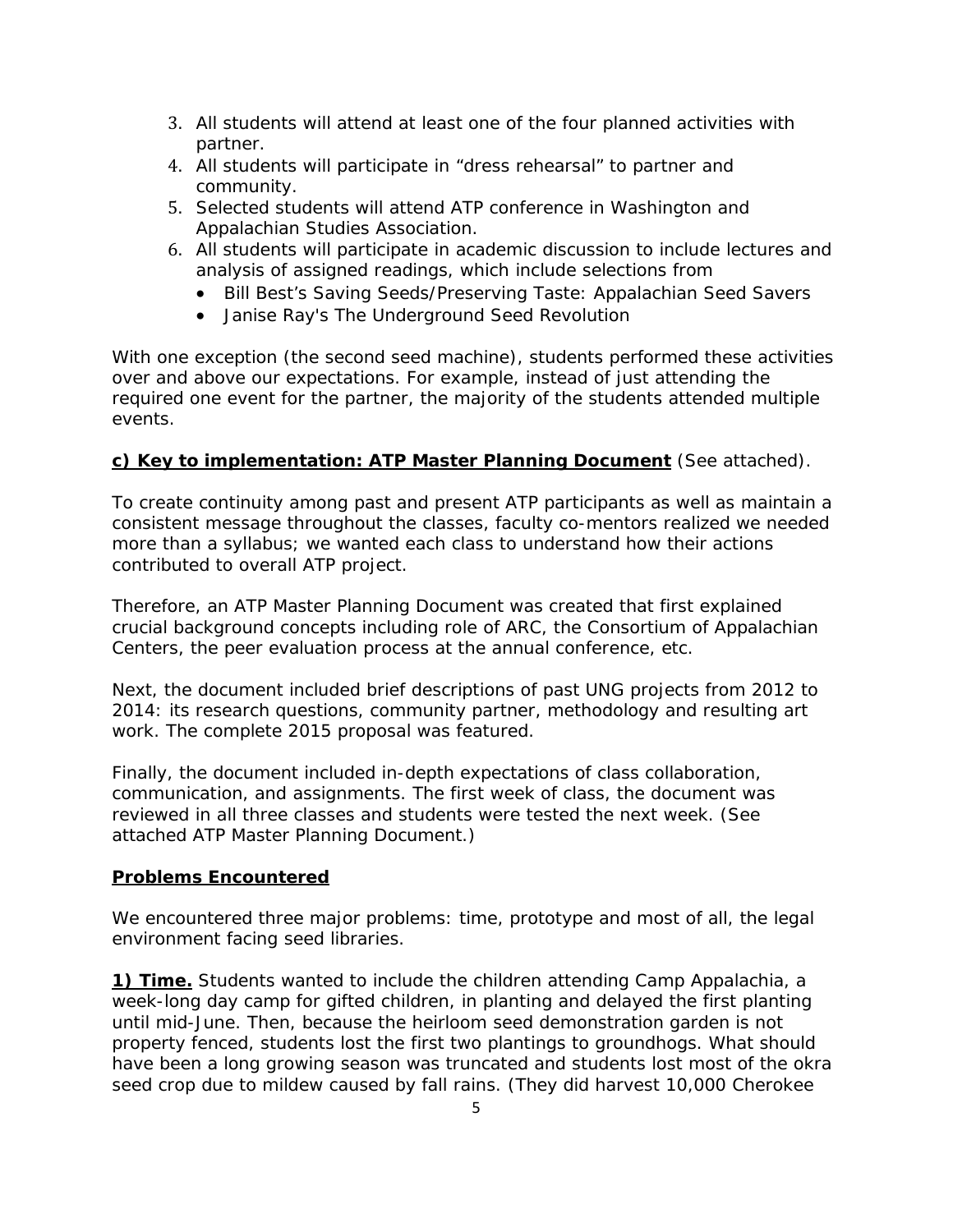3. All students will attend at least one of the four planned activities with partner.
4. All students will participate in "dress rehearsal" to partner and community.
5. Selected students will attend ATP conference in Washington and Appalachian Studies Association.
6. All students will participate in academic discussion to include lectures and analysis of assigned readings, which include selections from
   - Bill Best's Saving Seeds/Preserving Taste: Appalachian Seed Savers
   - Janise Ray's The Underground Seed Revolution

With one exception (the second seed machine), students performed these activities over and above our expectations. For example, instead of just attending the required one event for the partner, the majority of the students attended multiple events.

**c) Key to implementation: ATP Master Planning Document** (See attached).

To create continuity among past and present ATP participants as well as maintain a consistent message throughout the classes, faculty co-mentors realized we needed more than a syllabus; we wanted each class to understand how their actions contributed to overall ATP project.

Therefore, an ATP Master Planning Document was created that first explained crucial background concepts including role of ARC, the Consortium of Appalachian Centers, the peer evaluation process at the annual conference, etc.

Next, the document included brief descriptions of past UNG projects from 2012 to 2014: its research questions, community partner, methodology and resulting art work. The complete 2015 proposal was featured.

Finally, the document included in-depth expectations of class collaboration, communication, and assignments. The first week of class, the document was reviewed in all three classes and students were tested the next week. (See attached ATP Master Planning Document.)

**Problems Encountered**

We encountered three major problems: time, prototype and most of all, the legal environment facing seed libraries.

**1) Time.** Students wanted to include the children attending Camp Appalachia, a week-long day camp for gifted children, in planting and delayed the first planting until mid-June. Then, because the heirloom seed demonstration garden is not property fenced, students lost the first two plantings to groundhogs. What should have been a long growing season was truncated and students lost most of the okra seed crop due to mildew caused by fall rains. (They did harvest 10,000 Cherokee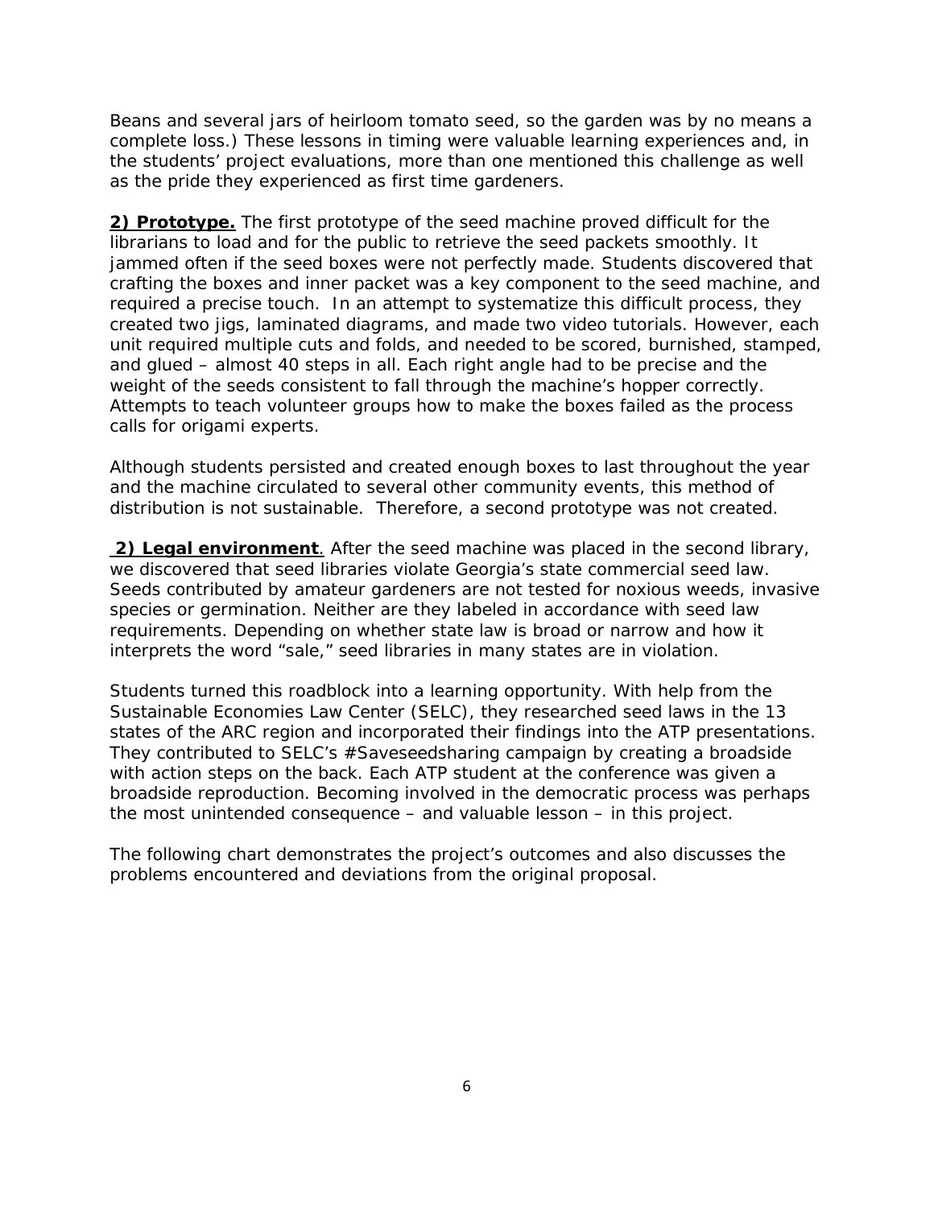Beans and several jars of heirloom tomato seed, so the garden was by no means a complete loss.) These lessons in timing were valuable learning experiences and, in the students' project evaluations, more than one mentioned this challenge as well as the pride they experienced as first time gardeners.

**2) Prototype.** The first prototype of the seed machine proved difficult for the librarians to load and for the public to retrieve the seed packets smoothly. It jammed often if the seed boxes were not perfectly made. Students discovered that crafting the boxes and inner packet was a key component to the seed machine, and required a precise touch. In an attempt to systematize this difficult process, they created two jigs, laminated diagrams, and made two video tutorials. However, each unit required multiple cuts and folds, and needed to be scored, burnished, stamped, and glued – almost 40 steps in all. Each right angle had to be precise and the weight of the seeds consistent to fall through the machine's hopper correctly. Attempts to teach volunteer groups how to make the boxes failed as the process calls for origami experts.

Although students persisted and created enough boxes to last throughout the year and the machine circulated to several other community events, this method of distribution is not sustainable. Therefore, a second prototype was not created.

**2) Legal environment**. After the seed machine was placed in the second library, we discovered that seed libraries violate Georgia's state commercial seed law. Seeds contributed by amateur gardeners are not tested for noxious weeds, invasive species or germination. Neither are they labeled in accordance with seed law requirements. Depending on whether state law is broad or narrow and how it interprets the word "sale," seed libraries in many states are in violation.

Students turned this roadblock into a learning opportunity. With help from the Sustainable Economies Law Center (SELC), they researched seed laws in the 13 states of the ARC region and incorporated their findings into the ATP presentations. They contributed to SELC's #Saveseedsharing campaign by creating a broadside with action steps on the back. Each ATP student at the conference was given a broadside reproduction. Becoming involved in the democratic process was perhaps the most unintended consequence – and valuable lesson – in this project.

The following chart demonstrates the project's outcomes and also discusses the problems encountered and deviations from the original proposal.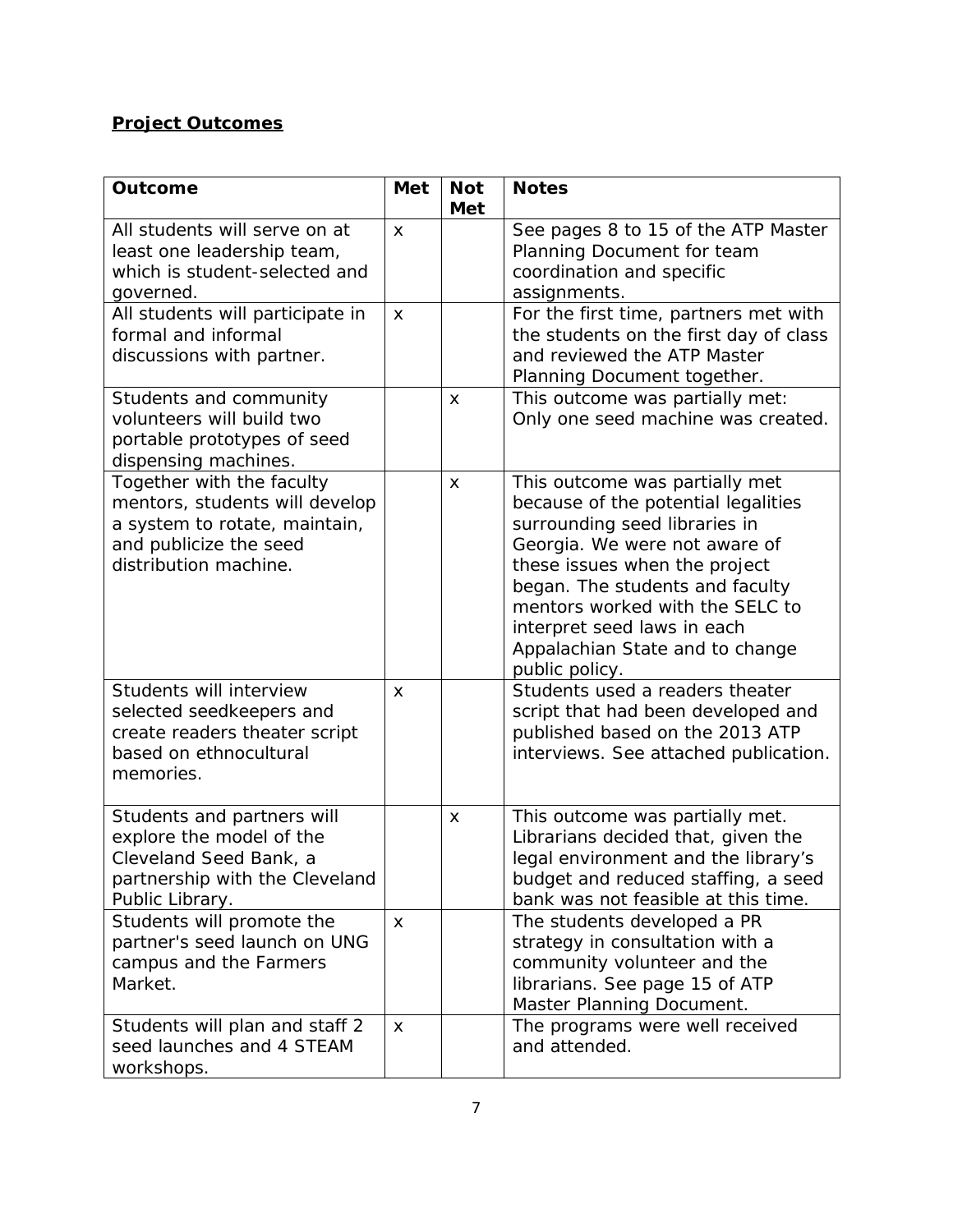**Project Outcomes**

| Outcome | Met | Not Met | Notes |
|---|---|---|---|
| All students will serve on at least one leadership team, which is student-selected and governed. | x | | See pages 8 to 15 of the ATP Master Planning Document for team coordination and specific assignments. |
| All students will participate in formal and informal discussions with partner. | x | | For the first time, partners met with the students on the first day of class and reviewed the ATP Master Planning Document together. |
| Students and community volunteers will build two portable prototypes of seed dispensing machines. | | x | This outcome was partially met: Only one seed machine was created. |
| Together with the faculty mentors, students will develop a system to rotate, maintain, and publicize the seed distribution machine. | | x | This outcome was partially met because of the potential legalities surrounding seed libraries in Georgia. We were not aware of these issues when the project began. The students and faculty mentors worked with the SELC to interpret seed laws in each Appalachian State and to change public policy. |
| Students will interview selected seedkeepers and create readers theater script based on ethnocultural memories. | x | | Students used a readers theater script that had been developed and published based on the 2013 ATP interviews. See attached publication. |
| Students and partners will explore the model of the Cleveland Seed Bank, a partnership with the Cleveland Public Library. | | x | This outcome was partially met. Librarians decided that, given the legal environment and the library's budget and reduced staffing, a seed bank was not feasible at this time. |
| Students will promote the partner's seed launch on UNG campus and the Farmers Market. | x | | The students developed a PR strategy in consultation with a community volunteer and the librarians. See page 15 of ATP Master Planning Document. |
| Students will plan and staff 2 seed launches and 4 STEAM workshops. | x | | The programs were well received and attended. |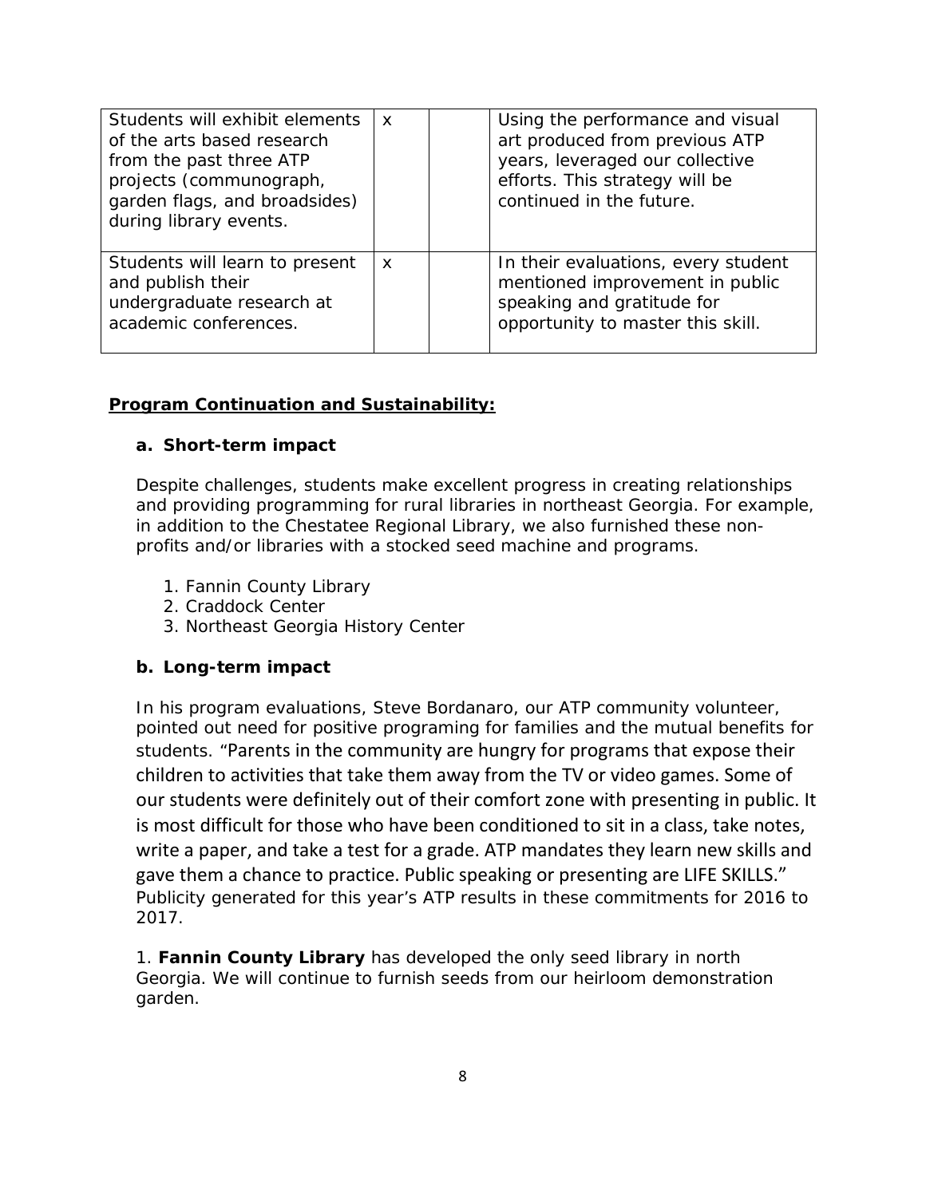| Students will exhibit elements of the arts based research from the past three ATP projects (communograph, garden flags, and broadsides) during library events. | x | | Using the performance and visual art produced from previous ATP years, leveraged our collective efforts. This strategy will be continued in the future. |
|---|---|---|---|
| Students will learn to present and publish their undergraduate research at academic conferences. | x | | In their evaluations, every student mentioned improvement in public speaking and gratitude for opportunity to master this skill. |

**Program Continuation and Sustainability:**

**a. Short-term impact**

Despite challenges, students make excellent progress in creating relationships and providing programming for rural libraries in northeast Georgia. For example, in addition to the Chestatee Regional Library, we also furnished these non-profits and/or libraries with a stocked seed machine and programs.

1. Fannin County Library
2. Craddock Center
3. Northeast Georgia History Center

**b. Long-term impact**

In his program evaluations, Steve Bordanaro, our ATP community volunteer, pointed out need for positive programing for families and the mutual benefits for students. "Parents in the community are hungry for programs that expose their children to activities that take them away from the TV or video games. Some of our students were definitely out of their comfort zone with presenting in public. It is most difficult for those who have been conditioned to sit in a class, take notes, write a paper, and take a test for a grade. ATP mandates they learn new skills and gave them a chance to practice. Public speaking or presenting are LIFE SKILLS." Publicity generated for this year's ATP results in these commitments for 2016 to 2017.

1. **Fannin County Library** has developed the only seed library in north Georgia. We will continue to furnish seeds from our heirloom demonstration garden.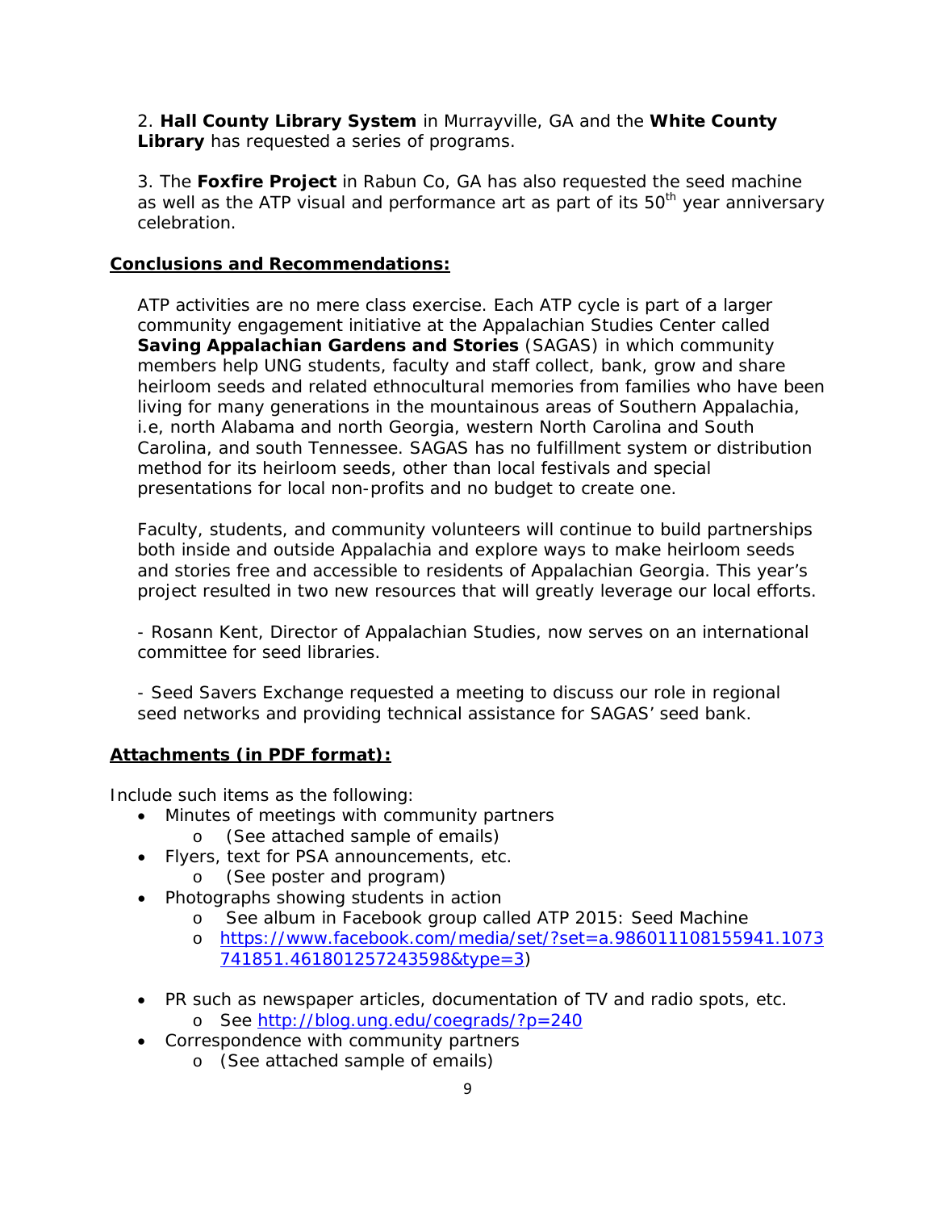2. **Hall County Library System** in Murrayville, GA and the **White County Library** has requested a series of programs.

3. The **Foxfire Project** in Rabun Co, GA has also requested the seed machine as well as the ATP visual and performance art as part of its 50th year anniversary celebration.

## Conclusions and Recommendations:

ATP activities are no mere class exercise. Each ATP cycle is part of a larger community engagement initiative at the Appalachian Studies Center called **Saving Appalachian Gardens and Stories** (SAGAS) in which community members help UNG students, faculty and staff collect, bank, grow and share heirloom seeds and related ethnocultural memories from families who have been living for many generations in the mountainous areas of Southern Appalachia, i.e, north Alabama and north Georgia, western North Carolina and South Carolina, and south Tennessee. SAGAS has no fulfillment system or distribution method for its heirloom seeds, other than local festivals and special presentations for local non-profits and no budget to create one.

Faculty, students, and community volunteers will continue to build partnerships both inside and outside Appalachia and explore ways to make heirloom seeds and stories free and accessible to residents of Appalachian Georgia. This year's project resulted in two new resources that will greatly leverage our local efforts.

- Rosann Kent, Director of Appalachian Studies, now serves on an international committee for seed libraries.

- Seed Savers Exchange requested a meeting to discuss our role in regional seed networks and providing technical assistance for SAGAS' seed bank.

## Attachments (in PDF format):

Include such items as the following:

- Minutes of meetings with community partners
  - (See attached sample of emails)
- Flyers, text for PSA announcements, etc.
  - (See poster and program)
- Photographs showing students in action
  - See album in Facebook group called ATP 2015: Seed Machine
  - https://www.facebook.com/media/set/?set=a.986011108155941.1073741851.461801257243598&type=3)
- PR such as newspaper articles, documentation of TV and radio spots, etc.
  - See http://blog.ung.edu/coegrads/?p=240
- Correspondence with community partners
  - (See attached sample of emails)